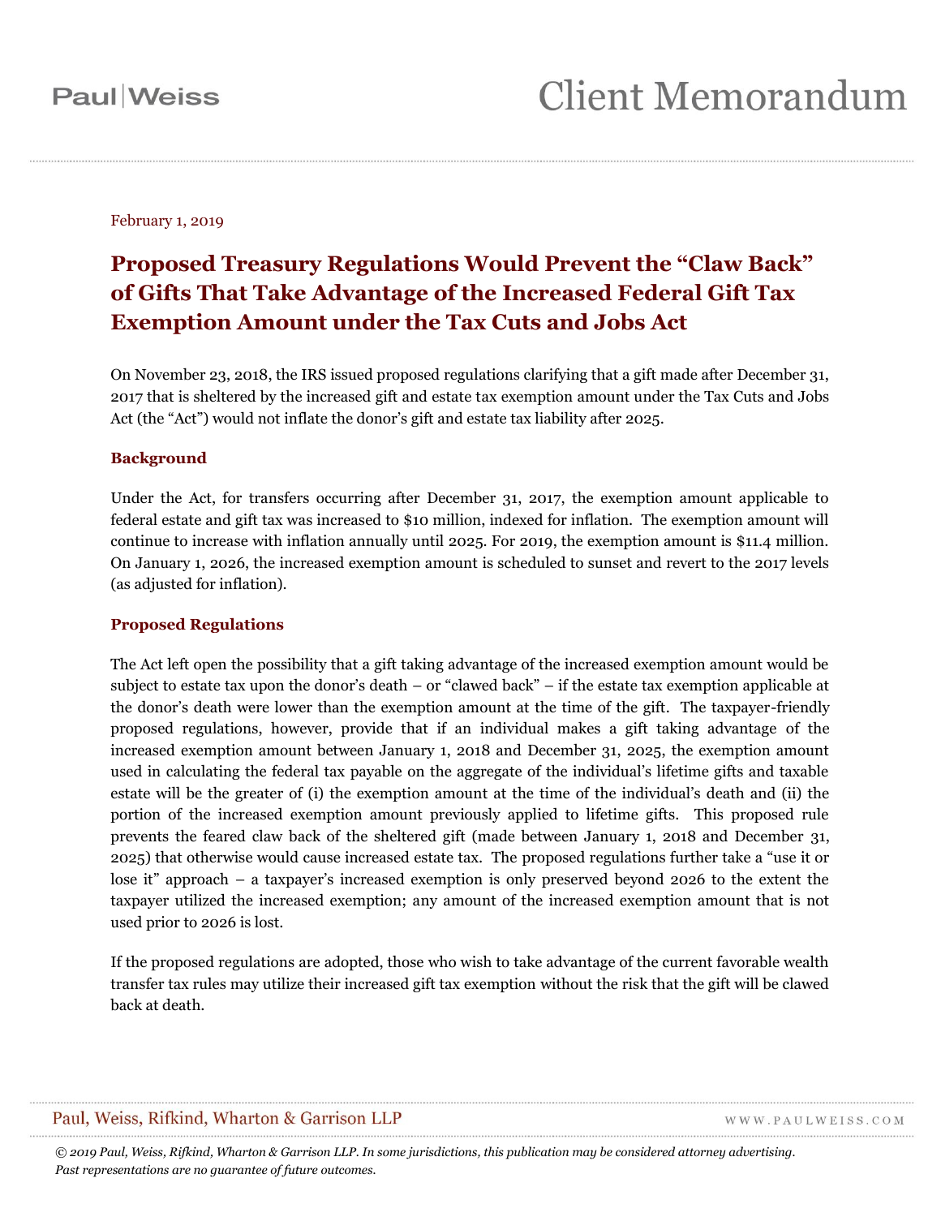Paul|Weiss

# Client Memorandum

February 1, 2019

## Proposed Treasury Regulations Would Prevent the "Claw Back" of Gifts That Take Advantage of the Increased Federal Gift Tax Exemption Amount under the Tax Cuts and Jobs Act

On November 23, 2018, the IRS issued proposed regulations clarifying that a gift made after December 31, 2017 that is sheltered by the increased gift and estate tax exemption amount under the Tax Cuts and Jobs Act (the "Act") would not inflate the donor's gift and estate tax liability after 2025.

### Background

Under the Act, for transfers occurring after December 31, 2017, the exemption amount applicable to federal estate and gift tax was increased to $10 million, indexed for inflation. The exemption amount will continue to increase with inflation annually until 2025. For 2019, the exemption amount is $11.4 million. On January 1, 2026, the increased exemption amount is scheduled to sunset and revert to the 2017 levels (as adjusted for inflation).

### Proposed Regulations

The Act left open the possibility that a gift taking advantage of the increased exemption amount would be subject to estate tax upon the donor's death – or "clawed back" – if the estate tax exemption applicable at the donor's death were lower than the exemption amount at the time of the gift. The taxpayer-friendly proposed regulations, however, provide that if an individual makes a gift taking advantage of the increased exemption amount between January 1, 2018 and December 31, 2025, the exemption amount used in calculating the federal tax payable on the aggregate of the individual's lifetime gifts and taxable estate will be the greater of (i) the exemption amount at the time of the individual's death and (ii) the portion of the increased exemption amount previously applied to lifetime gifts. This proposed rule prevents the feared claw back of the sheltered gift (made between January 1, 2018 and December 31, 2025) that otherwise would cause increased estate tax. The proposed regulations further take a "use it or lose it" approach – a taxpayer's increased exemption is only preserved beyond 2026 to the extent the taxpayer utilized the increased exemption; any amount of the increased exemption amount that is not used prior to 2026 is lost.

If the proposed regulations are adopted, those who wish to take advantage of the current favorable wealth transfer tax rules may utilize their increased gift tax exemption without the risk that the gift will be clawed back at death.

*© 2019 Paul, Weiss, Rifkind, Wharton & Garrison LLP. In some jurisdictions, this publication may be considered attorney advertising. Past representations are no guarantee of future outcomes.*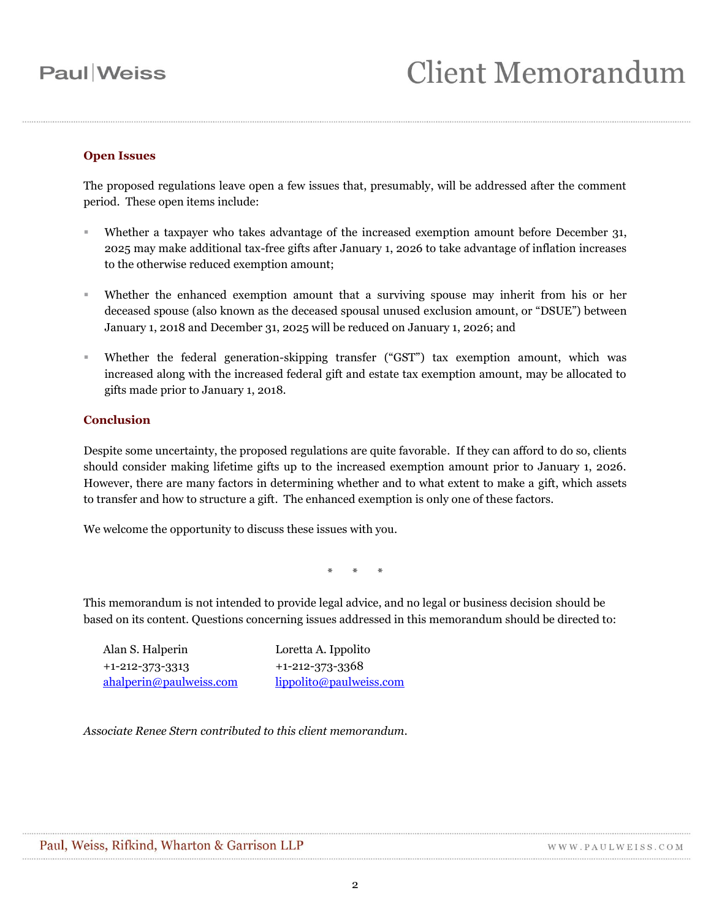## Open Issues

The proposed regulations leave open a few issues that, presumably, will be addressed after the comment period. These open items include:

- Whether a taxpayer who takes advantage of the increased exemption amount before December 31, 2025 may make additional tax-free gifts after January 1, 2026 to take advantage of inflation increases to the otherwise reduced exemption amount;
- Whether the enhanced exemption amount that a surviving spouse may inherit from his or her deceased spouse (also known as the deceased spousal unused exclusion amount, or "DSUE") between January 1, 2018 and December 31, 2025 will be reduced on January 1, 2026; and
- Whether the federal generation-skipping transfer ("GST") tax exemption amount, which was increased along with the increased federal gift and estate tax exemption amount, may be allocated to gifts made prior to January 1, 2018.

## Conclusion

Despite some uncertainty, the proposed regulations are quite favorable. If they can afford to do so, clients should consider making lifetime gifts up to the increased exemption amount prior to January 1, 2026. However, there are many factors in determining whether and to what extent to make a gift, which assets to transfer and how to structure a gift. The enhanced exemption is only one of these factors.

We welcome the opportunity to discuss these issues with you.

\*   \*   \*

This memorandum is not intended to provide legal advice, and no legal or business decision should be based on its content. Questions concerning issues addressed in this memorandum should be directed to:

| | |
|---|---|
| Alan S. Halperin | Loretta A. Ippolito |
| +1-212-373-3313 | +1-212-373-3368 |
| ahalperin@paulweiss.com | lippolito@paulweiss.com |

*Associate Renee Stern contributed to this client memorandum.*